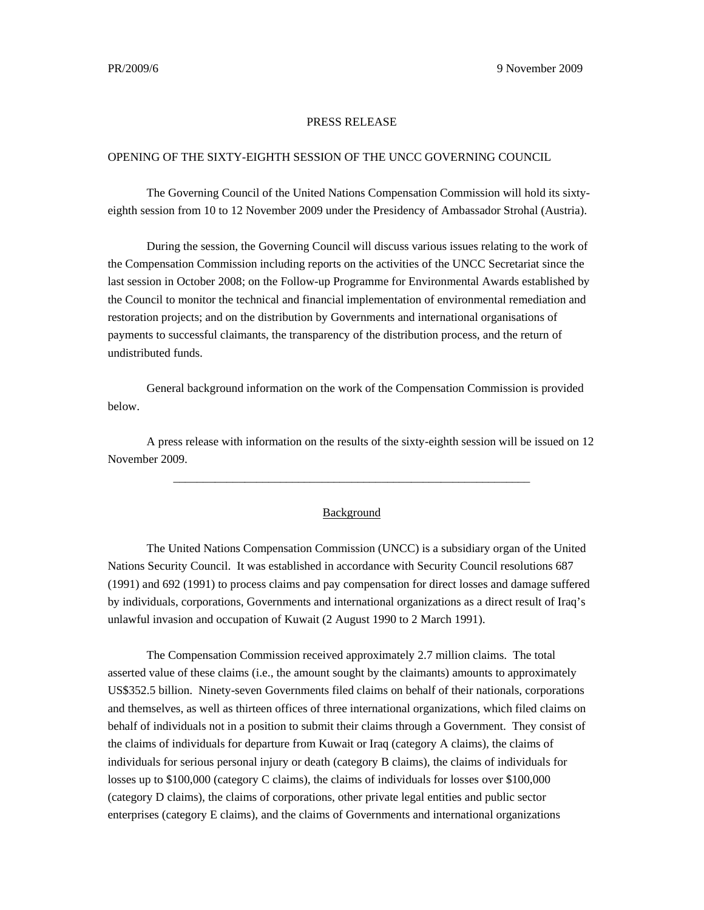PR/2009/6 9 November 2009

PRESS RELEASE

OPENING OF THE SIXTY-EIGHTH SESSION OF THE UNCC GOVERNING COUNCIL

The Governing Council of the United Nations Compensation Commission will hold its sixty-eighth session from 10 to 12 November 2009 under the Presidency of Ambassador Strohal (Austria).

During the session, the Governing Council will discuss various issues relating to the work of the Compensation Commission including reports on the activities of the UNCC Secretariat since the last session in October 2008; on the Follow-up Programme for Environmental Awards established by the Council to monitor the technical and financial implementation of environmental remediation and restoration projects; and on the distribution by Governments and international organisations of payments to successful claimants, the transparency of the distribution process, and the return of undistributed funds.

General background information on the work of the Compensation Commission is provided below.

A press release with information on the results of the sixty-eighth session will be issued on 12 November 2009.

---

## Background

The United Nations Compensation Commission (UNCC) is a subsidiary organ of the United Nations Security Council. It was established in accordance with Security Council resolutions 687 (1991) and 692 (1991) to process claims and pay compensation for direct losses and damage suffered by individuals, corporations, Governments and international organizations as a direct result of Iraq's unlawful invasion and occupation of Kuwait (2 August 1990 to 2 March 1991).

The Compensation Commission received approximately 2.7 million claims. The total asserted value of these claims (i.e., the amount sought by the claimants) amounts to approximately US$352.5 billion. Ninety-seven Governments filed claims on behalf of their nationals, corporations and themselves, as well as thirteen offices of three international organizations, which filed claims on behalf of individuals not in a position to submit their claims through a Government. They consist of the claims of individuals for departure from Kuwait or Iraq (category A claims), the claims of individuals for serious personal injury or death (category B claims), the claims of individuals for losses up to $100,000 (category C claims), the claims of individuals for losses over $100,000 (category D claims), the claims of corporations, other private legal entities and public sector enterprises (category E claims), and the claims of Governments and international organizations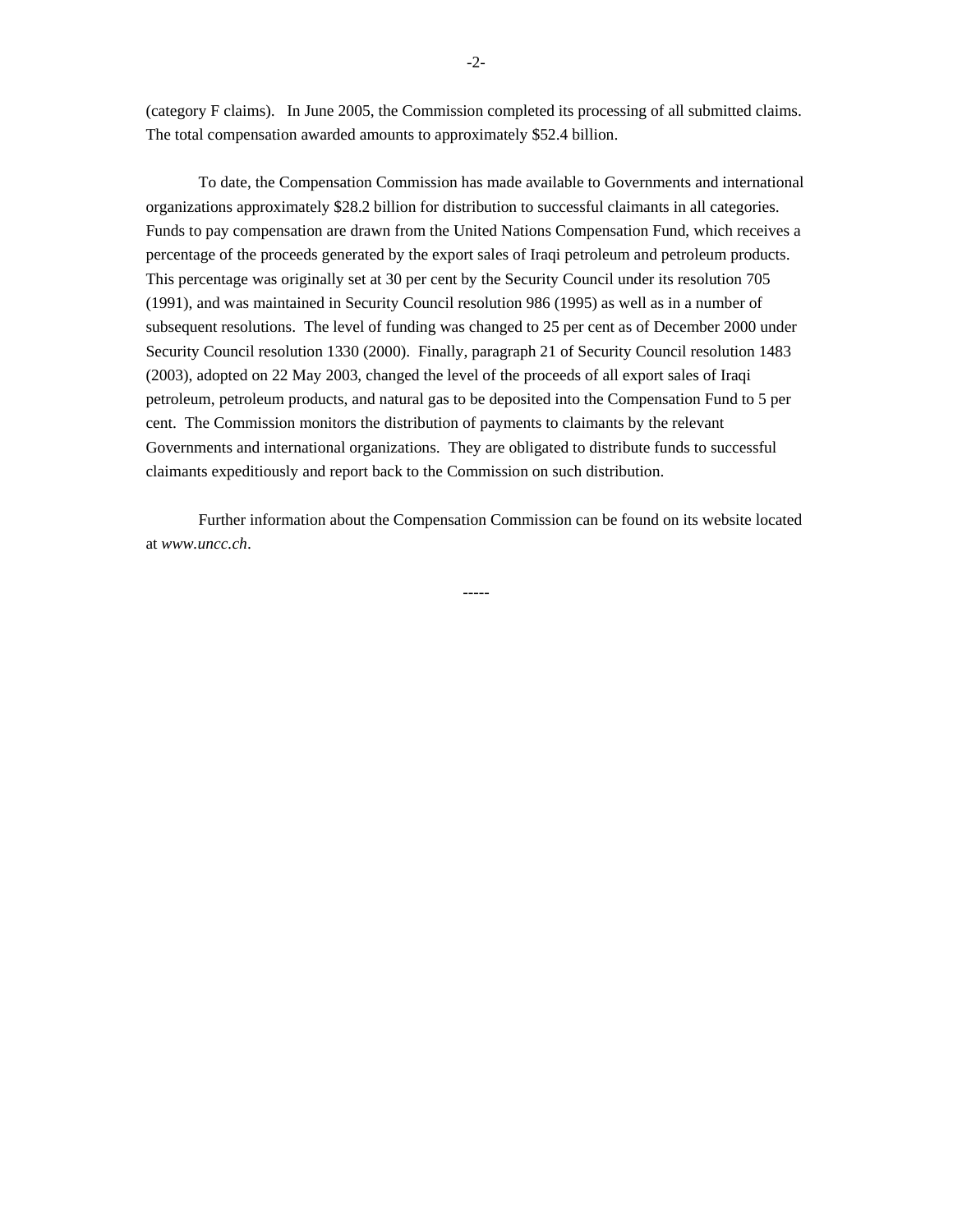(category F claims). In June 2005, the Commission completed its processing of all submitted claims. The total compensation awarded amounts to approximately $52.4 billion.

To date, the Compensation Commission has made available to Governments and international organizations approximately $28.2 billion for distribution to successful claimants in all categories. Funds to pay compensation are drawn from the United Nations Compensation Fund, which receives a percentage of the proceeds generated by the export sales of Iraqi petroleum and petroleum products. This percentage was originally set at 30 per cent by the Security Council under its resolution 705 (1991), and was maintained in Security Council resolution 986 (1995) as well as in a number of subsequent resolutions. The level of funding was changed to 25 per cent as of December 2000 under Security Council resolution 1330 (2000). Finally, paragraph 21 of Security Council resolution 1483 (2003), adopted on 22 May 2003, changed the level of the proceeds of all export sales of Iraqi petroleum, petroleum products, and natural gas to be deposited into the Compensation Fund to 5 per cent. The Commission monitors the distribution of payments to claimants by the relevant Governments and international organizations. They are obligated to distribute funds to successful claimants expeditiously and report back to the Commission on such distribution.

Further information about the Compensation Commission can be found on its website located at *www.uncc.ch*.

-----